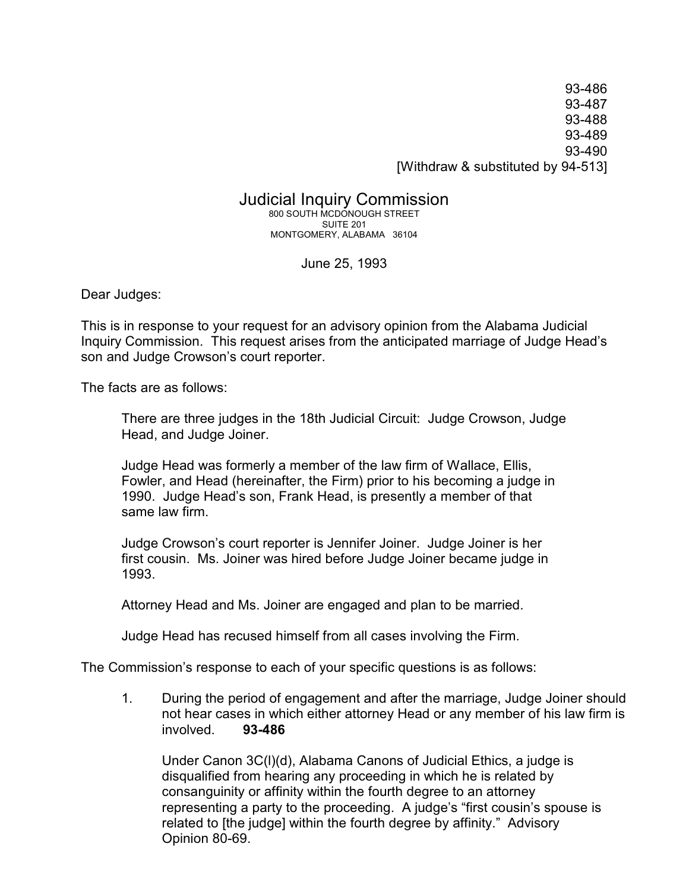93-486
93-487
93-488
93-489
93-490
[Withdraw & substituted by 94-513]

# Judicial Inquiry Commission

800 SOUTH MCDONOUGH STREET
SUITE 201
MONTGOMERY, ALABAMA 36104

June 25, 1993

Dear Judges:

This is in response to your request for an advisory opinion from the Alabama Judicial Inquiry Commission. This request arises from the anticipated marriage of Judge Head's son and Judge Crowson's court reporter.

The facts are as follows:

> There are three judges in the 18th Judicial Circuit: Judge Crowson, Judge Head, and Judge Joiner.
>
> Judge Head was formerly a member of the law firm of Wallace, Ellis, Fowler, and Head (hereinafter, the Firm) prior to his becoming a judge in 1990. Judge Head's son, Frank Head, is presently a member of that same law firm.
>
> Judge Crowson's court reporter is Jennifer Joiner. Judge Joiner is her first cousin. Ms. Joiner was hired before Judge Joiner became judge in 1993.
>
> Attorney Head and Ms. Joiner are engaged and plan to be married.
>
> Judge Head has recused himself from all cases involving the Firm.

The Commission's response to each of your specific questions is as follows:

1. During the period of engagement and after the marriage, Judge Joiner should not hear cases in which either attorney Head or any member of his law firm is involved. **93-486**

   Under Canon 3C(l)(d), Alabama Canons of Judicial Ethics, a judge is disqualified from hearing any proceeding in which he is related by consanguinity or affinity within the fourth degree to an attorney representing a party to the proceeding. A judge's "first cousin's spouse is related to [the judge] within the fourth degree by affinity." Advisory Opinion 80-69.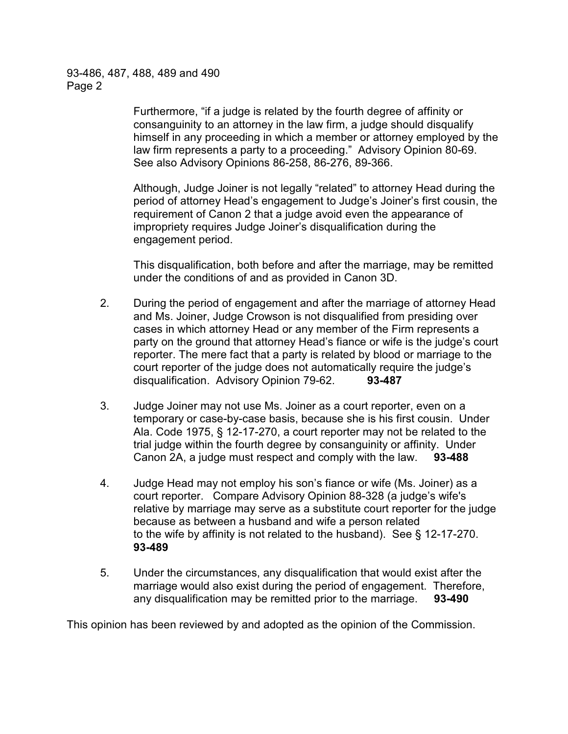Furthermore, "if a judge is related by the fourth degree of affinity or consanguinity to an attorney in the law firm, a judge should disqualify himself in any proceeding in which a member or attorney employed by the law firm represents a party to a proceeding." Advisory Opinion 80-69. See also Advisory Opinions 86-258, 86-276, 89-366.

Although, Judge Joiner is not legally "related" to attorney Head during the period of attorney Head's engagement to Judge's Joiner's first cousin, the requirement of Canon 2 that a judge avoid even the appearance of impropriety requires Judge Joiner's disqualification during the engagement period.

This disqualification, both before and after the marriage, may be remitted under the conditions of and as provided in Canon 3D.

2. During the period of engagement and after the marriage of attorney Head and Ms. Joiner, Judge Crowson is not disqualified from presiding over cases in which attorney Head or any member of the Firm represents a party on the ground that attorney Head's fiance or wife is the judge's court reporter. The mere fact that a party is related by blood or marriage to the court reporter of the judge does not automatically require the judge's disqualification. Advisory Opinion 79-62. **93-487**

3. Judge Joiner may not use Ms. Joiner as a court reporter, even on a temporary or case-by-case basis, because she is his first cousin. Under Ala. Code 1975, § 12-17-270, a court reporter may not be related to the trial judge within the fourth degree by consanguinity or affinity. Under Canon 2A, a judge must respect and comply with the law. **93-488**

4. Judge Head may not employ his son's fiance or wife (Ms. Joiner) as a court reporter. Compare Advisory Opinion 88-328 (a judge's wife's relative by marriage may serve as a substitute court reporter for the judge because as between a husband and wife a person related to the wife by affinity is not related to the husband). See § 12-17-270. **93-489**

5. Under the circumstances, any disqualification that would exist after the marriage would also exist during the period of engagement. Therefore, any disqualification may be remitted prior to the marriage. **93-490**

This opinion has been reviewed by and adopted as the opinion of the Commission.